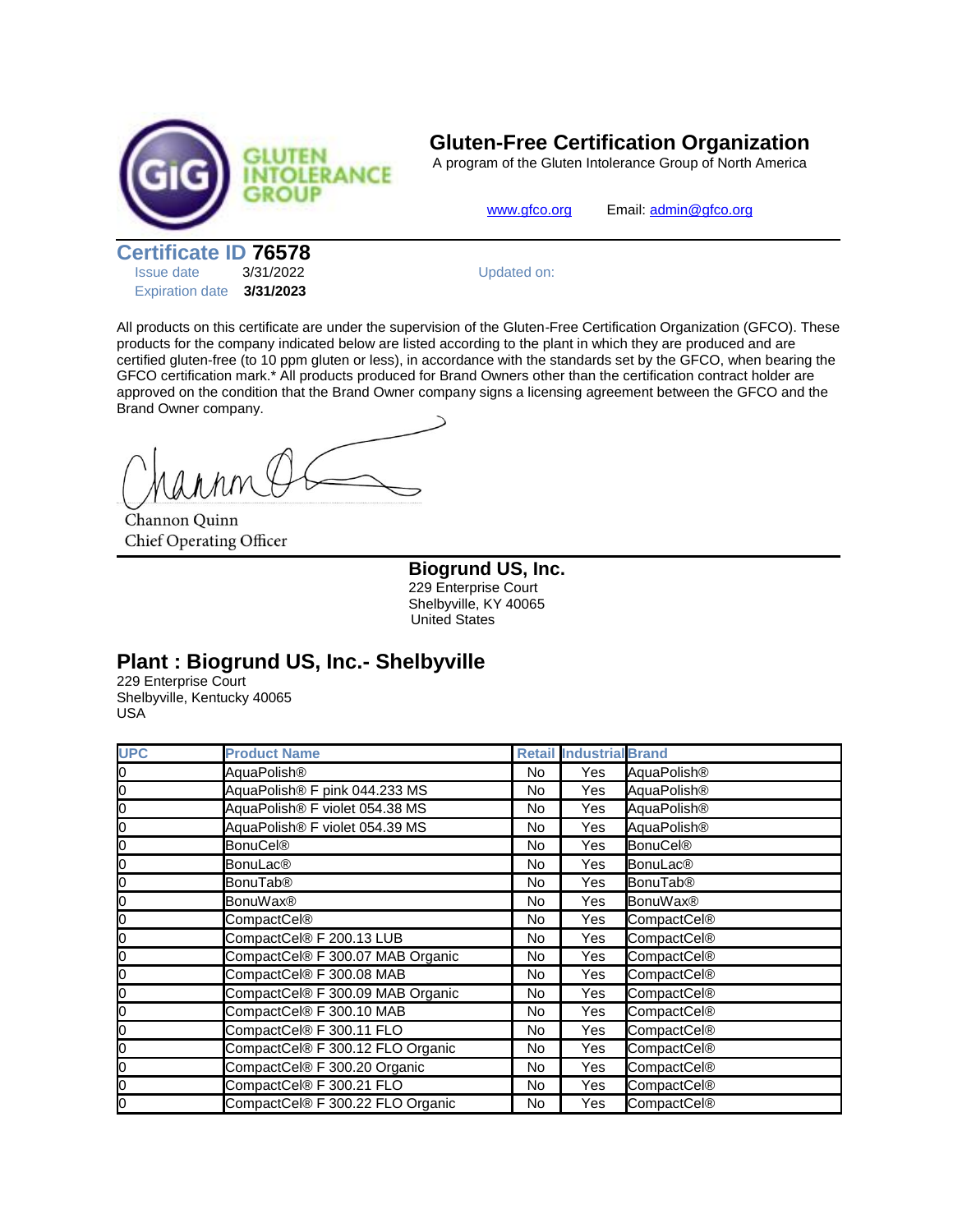GLUTEN INTOLERANCE GROUP

# Gluten-Free Certification Organization

A program of the Gluten Intolerance Group of North America

www.gfco.org Email: admin@gfco.org

## Certificate ID 76578

Issue date 3/31/2022

Expiration date **3/31/2023**

Updated on:

All products on this certificate are under the supervision of the Gluten-Free Certification Organization (GFCO). These products for the company indicated below are listed according to the plant in which they are produced and are certified gluten-free (to 10 ppm gluten or less), in accordance with the standards set by the GFCO, when bearing the GFCO certification mark.* All products produced for Brand Owners other than the certification contract holder are approved on the condition that the Brand Owner company signs a licensing agreement between the GFCO and the Brand Owner company.

Channon Quinn
Chief Operating Officer

**Biogrund US, Inc.**
229 Enterprise Court
Shelbyville, KY 40065
United States

## Plant : Biogrund US, Inc.- Shelbyville

229 Enterprise Court
Shelbyville, Kentucky 40065
USA

| UPC | Product Name | Retail | Industrial | Brand |
|---|---|---|---|---|
| 0 | AquaPolish® | No | Yes | AquaPolish® |
| 0 | AquaPolish® F pink 044.233 MS | No | Yes | AquaPolish® |
| 0 | AquaPolish® F violet 054.38 MS | No | Yes | AquaPolish® |
| 0 | AquaPolish® F violet 054.39 MS | No | Yes | AquaPolish® |
| 0 | BonuCel® | No | Yes | BonuCel® |
| 0 | BonuLac® | No | Yes | BonuLac® |
| 0 | BonuTab® | No | Yes | BonuTab® |
| 0 | BonuWax® | No | Yes | BonuWax® |
| 0 | CompactCel® | No | Yes | CompactCel® |
| 0 | CompactCel® F 200.13 LUB | No | Yes | CompactCel® |
| 0 | CompactCel® F 300.07 MAB Organic | No | Yes | CompactCel® |
| 0 | CompactCel® F 300.08 MAB | No | Yes | CompactCel® |
| 0 | CompactCel® F 300.09 MAB Organic | No | Yes | CompactCel® |
| 0 | CompactCel® F 300.10 MAB | No | Yes | CompactCel® |
| 0 | CompactCel® F 300.11 FLO | No | Yes | CompactCel® |
| 0 | CompactCel® F 300.12 FLO Organic | No | Yes | CompactCel® |
| 0 | CompactCel® F 300.20 Organic | No | Yes | CompactCel® |
| 0 | CompactCel® F 300.21 FLO | No | Yes | CompactCel® |
| 0 | CompactCel® F 300.22 FLO Organic | No | Yes | CompactCel® |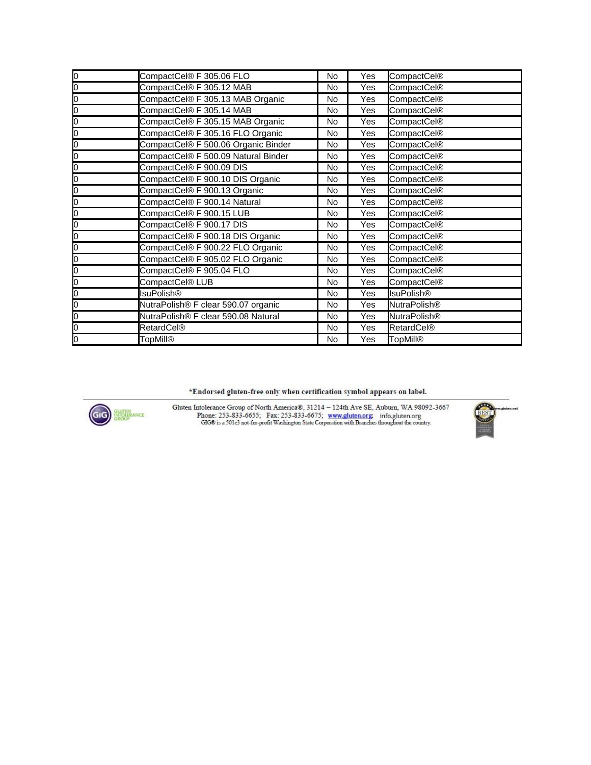| | | | | |
|---|---|---|---|---|
| 0 | CompactCel® F 305.06 FLO | No | Yes | CompactCel® |
| 0 | CompactCel® F 305.12 MAB | No | Yes | CompactCel® |
| 0 | CompactCel® F 305.13 MAB Organic | No | Yes | CompactCel® |
| 0 | CompactCel® F 305.14 MAB | No | Yes | CompactCel® |
| 0 | CompactCel® F 305.15 MAB Organic | No | Yes | CompactCel® |
| 0 | CompactCel® F 305.16 FLO Organic | No | Yes | CompactCel® |
| 0 | CompactCel® F 500.06 Organic Binder | No | Yes | CompactCel® |
| 0 | CompactCel® F 500.09 Natural Binder | No | Yes | CompactCel® |
| 0 | CompactCel® F 900.09 DIS | No | Yes | CompactCel® |
| 0 | CompactCel® F 900.10 DIS Organic | No | Yes | CompactCel® |
| 0 | CompactCel® F 900.13 Organic | No | Yes | CompactCel® |
| 0 | CompactCel® F 900.14 Natural | No | Yes | CompactCel® |
| 0 | CompactCel® F 900.15 LUB | No | Yes | CompactCel® |
| 0 | CompactCel® F 900.17 DIS | No | Yes | CompactCel® |
| 0 | CompactCel® F 900.18 DIS Organic | No | Yes | CompactCel® |
| 0 | CompactCel® F 900.22 FLO Organic | No | Yes | CompactCel® |
| 0 | CompactCel® F 905.02 FLO Organic | No | Yes | CompactCel® |
| 0 | CompactCel® F 905.04 FLO | No | Yes | CompactCel® |
| 0 | CompactCel® LUB | No | Yes | CompactCel® |
| 0 | IsuPolish® | No | Yes | IsuPolish® |
| 0 | NutraPolish® F clear 590.07 organic | No | Yes | NutraPolish® |
| 0 | NutraPolish® F clear 590.08 Natural | No | Yes | NutraPolish® |
| 0 | RetardCel® | No | Yes | RetardCel® |
| 0 | TopMill® | No | Yes | TopMill® |

*Endorsed gluten-free only when certification symbol appears on label.

Gluten Intolerance Group of North America®, 31214 – 124th Ave SE, Auburn, WA 98092-3667
Phone: 253-833-6655; Fax: 253-833-6675; www.gluten.org; info.gluten.org
GIG® is a 501c3 not-for-profit Washington State Corporation with Branches throughout the country.